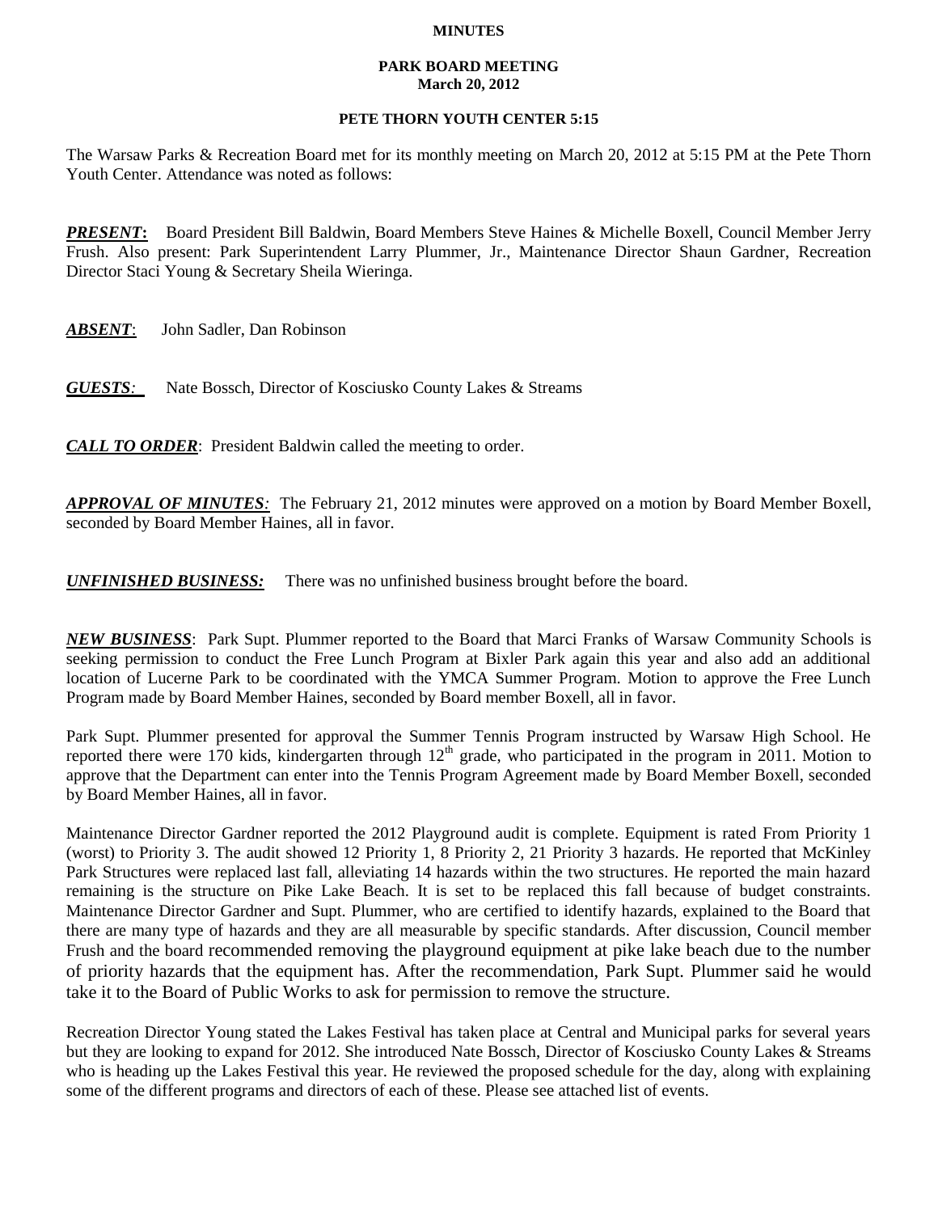**MINUTES**

**PARK BOARD MEETING**
**March 20, 2012**

**PETE THORN YOUTH CENTER 5:15**

The Warsaw Parks & Recreation Board met for its monthly meeting on March 20, 2012 at 5:15 PM at the Pete Thorn Youth Center. Attendance was noted as follows:

***PRESENT*:** Board President Bill Baldwin, Board Members Steve Haines & Michelle Boxell, Council Member Jerry Frush. Also present: Park Superintendent Larry Plummer, Jr., Maintenance Director Shaun Gardner, Recreation Director Staci Young & Secretary Sheila Wieringa.

***ABSENT*:** John Sadler, Dan Robinson

***GUESTS*:** Nate Bossch, Director of Kosciusko County Lakes & Streams

***CALL TO ORDER*:** President Baldwin called the meeting to order.

***APPROVAL OF MINUTES*:** The February 21, 2012 minutes were approved on a motion by Board Member Boxell, seconded by Board Member Haines, all in favor.

***UNFINISHED BUSINESS:*** There was no unfinished business brought before the board.

***NEW BUSINESS*:** Park Supt. Plummer reported to the Board that Marci Franks of Warsaw Community Schools is seeking permission to conduct the Free Lunch Program at Bixler Park again this year and also add an additional location of Lucerne Park to be coordinated with the YMCA Summer Program. Motion to approve the Free Lunch Program made by Board Member Haines, seconded by Board member Boxell, all in favor.

Park Supt. Plummer presented for approval the Summer Tennis Program instructed by Warsaw High School. He reported there were 170 kids, kindergarten through 12th grade, who participated in the program in 2011. Motion to approve that the Department can enter into the Tennis Program Agreement made by Board Member Boxell, seconded by Board Member Haines, all in favor.

Maintenance Director Gardner reported the 2012 Playground audit is complete. Equipment is rated From Priority 1 (worst) to Priority 3. The audit showed 12 Priority 1, 8 Priority 2, 21 Priority 3 hazards. He reported that McKinley Park Structures were replaced last fall, alleviating 14 hazards within the two structures. He reported the main hazard remaining is the structure on Pike Lake Beach. It is set to be replaced this fall because of budget constraints. Maintenance Director Gardner and Supt. Plummer, who are certified to identify hazards, explained to the Board that there are many type of hazards and they are all measurable by specific standards. After discussion, Council member Frush and the board recommended removing the playground equipment at pike lake beach due to the number of priority hazards that the equipment has. After the recommendation, Park Supt. Plummer said he would take it to the Board of Public Works to ask for permission to remove the structure.

Recreation Director Young stated the Lakes Festival has taken place at Central and Municipal parks for several years but they are looking to expand for 2012. She introduced Nate Bossch, Director of Kosciusko County Lakes & Streams who is heading up the Lakes Festival this year. He reviewed the proposed schedule for the day, along with explaining some of the different programs and directors of each of these. Please see attached list of events.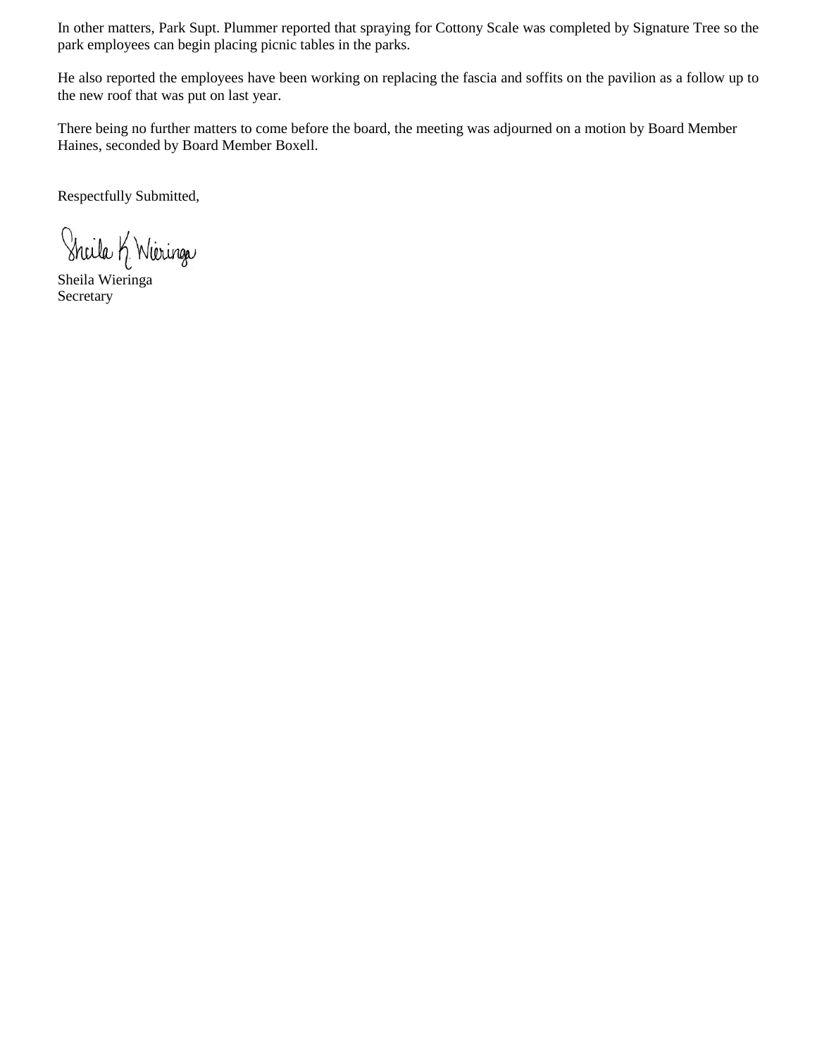In other matters, Park Supt. Plummer reported that spraying for Cottony Scale was completed by Signature Tree so the park employees can begin placing picnic tables in the parks.

He also reported the employees have been working on replacing the fascia and soffits on the pavilion as a follow up to the new roof that was put on last year.

There being no further matters to come before the board, the meeting was adjourned on a motion by Board Member Haines, seconded by Board Member Boxell.

Respectfully Submitted,

Sheila K. Wieringa

Sheila Wieringa
Secretary